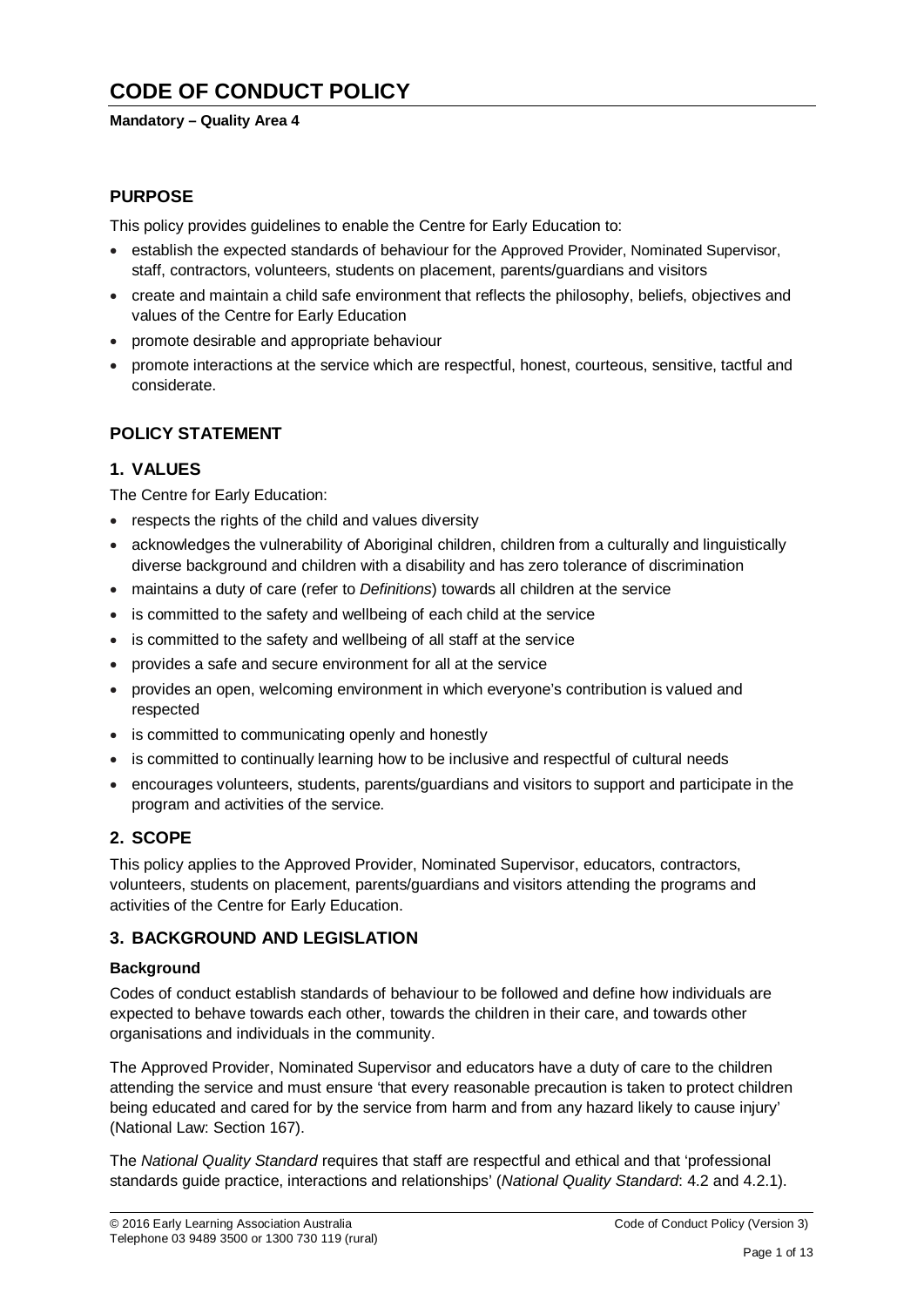# CODE OF CONDUCT POLICY

**Mandatory – Quality Area 4**

## PURPOSE

This policy provides guidelines to enable the Centre for Early Education to:

- establish the expected standards of behaviour for the Approved Provider, Nominated Supervisor, staff, contractors, volunteers, students on placement, parents/guardians and visitors
- create and maintain a child safe environment that reflects the philosophy, beliefs, objectives and values of the Centre for Early Education
- promote desirable and appropriate behaviour
- promote interactions at the service which are respectful, honest, courteous, sensitive, tactful and considerate.

## POLICY STATEMENT

### 1. VALUES

The Centre for Early Education:

- respects the rights of the child and values diversity
- acknowledges the vulnerability of Aboriginal children, children from a culturally and linguistically diverse background and children with a disability and has zero tolerance of discrimination
- maintains a duty of care (refer to *Definitions*) towards all children at the service
- is committed to the safety and wellbeing of each child at the service
- is committed to the safety and wellbeing of all staff at the service
- provides a safe and secure environment for all at the service
- provides an open, welcoming environment in which everyone's contribution is valued and respected
- is committed to communicating openly and honestly
- is committed to continually learning how to be inclusive and respectful of cultural needs
- encourages volunteers, students, parents/guardians and visitors to support and participate in the program and activities of the service.

### 2. SCOPE

This policy applies to the Approved Provider, Nominated Supervisor, educators, contractors, volunteers, students on placement, parents/guardians and visitors attending the programs and activities of the Centre for Early Education.

### 3. BACKGROUND AND LEGISLATION

#### Background

Codes of conduct establish standards of behaviour to be followed and define how individuals are expected to behave towards each other, towards the children in their care, and towards other organisations and individuals in the community.

The Approved Provider, Nominated Supervisor and educators have a duty of care to the children attending the service and must ensure 'that every reasonable precaution is taken to protect children being educated and cared for by the service from harm and from any hazard likely to cause injury' (National Law: Section 167).

The *National Quality Standard* requires that staff are respectful and ethical and that 'professional standards guide practice, interactions and relationships' (*National Quality Standard*: 4.2 and 4.2.1).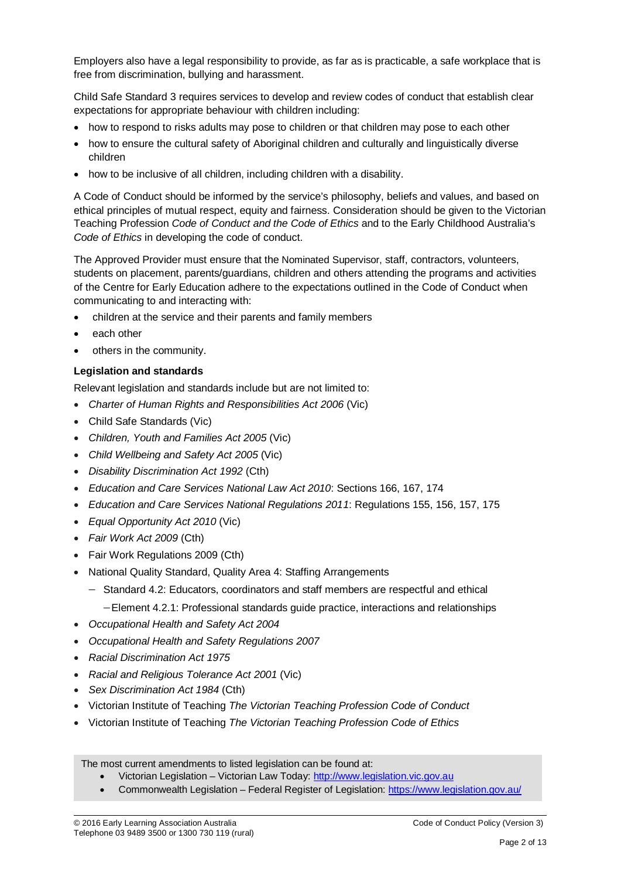Employers also have a legal responsibility to provide, as far as is practicable, a safe workplace that is free from discrimination, bullying and harassment.

Child Safe Standard 3 requires services to develop and review codes of conduct that establish clear expectations for appropriate behaviour with children including:

- how to respond to risks adults may pose to children or that children may pose to each other
- how to ensure the cultural safety of Aboriginal children and culturally and linguistically diverse children
- how to be inclusive of all children, including children with a disability.

A Code of Conduct should be informed by the service's philosophy, beliefs and values, and based on ethical principles of mutual respect, equity and fairness. Consideration should be given to the Victorian Teaching Profession *Code of Conduct and the Code of Ethics* and to the Early Childhood Australia's *Code of Ethics* in developing the code of conduct.

The Approved Provider must ensure that the Nominated Supervisor, staff, contractors, volunteers, students on placement, parents/guardians, children and others attending the programs and activities of the Centre for Early Education adhere to the expectations outlined in the Code of Conduct when communicating to and interacting with:

- children at the service and their parents and family members
- each other
- others in the community.

**Legislation and standards**

Relevant legislation and standards include but are not limited to:

- *Charter of Human Rights and Responsibilities Act 2006* (Vic)
- Child Safe Standards (Vic)
- *Children, Youth and Families Act 2005* (Vic)
- *Child Wellbeing and Safety Act 2005* (Vic)
- *Disability Discrimination Act 1992* (Cth)
- *Education and Care Services National Law Act 2010*: Sections 166, 167, 174
- *Education and Care Services National Regulations 2011*: Regulations 155, 156, 157, 175
- *Equal Opportunity Act 2010* (Vic)
- *Fair Work Act 2009* (Cth)
- Fair Work Regulations 2009 (Cth)
- National Quality Standard, Quality Area 4: Staffing Arrangements
  - Standard 4.2: Educators, coordinators and staff members are respectful and ethical
    - Element 4.2.1: Professional standards guide practice, interactions and relationships
- *Occupational Health and Safety Act 2004*
- *Occupational Health and Safety Regulations 2007*
- *Racial Discrimination Act 1975*
- *Racial and Religious Tolerance Act 2001* (Vic)
- *Sex Discrimination Act 1984* (Cth)
- Victorian Institute of Teaching *The Victorian Teaching Profession Code of Conduct*
- Victorian Institute of Teaching *The Victorian Teaching Profession Code of Ethics*

The most current amendments to listed legislation can be found at:

- Victorian Legislation – Victorian Law Today: http://www.legislation.vic.gov.au
- Commonwealth Legislation – Federal Register of Legislation: https://www.legislation.gov.au/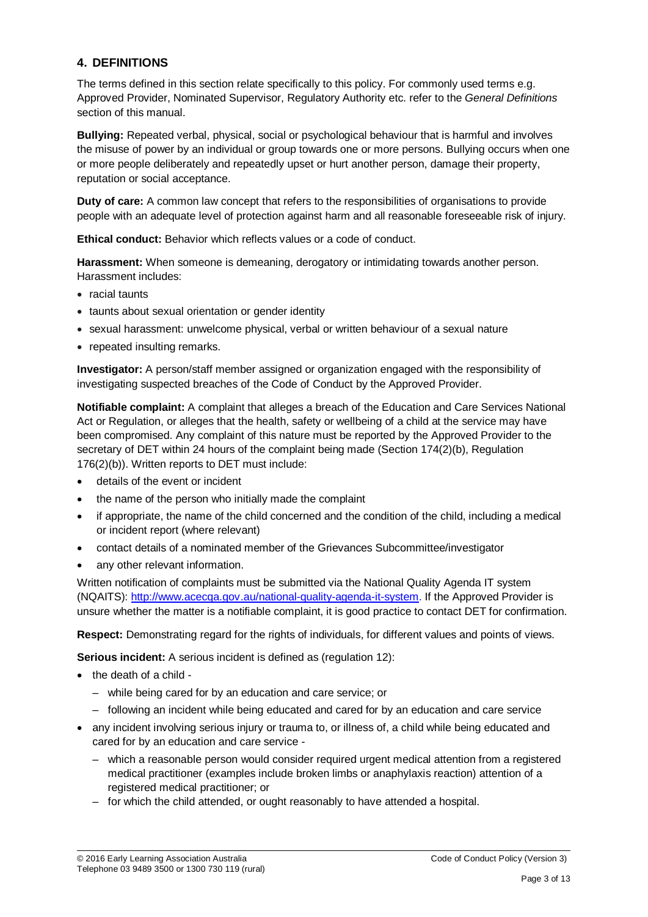## 4. DEFINITIONS

The terms defined in this section relate specifically to this policy. For commonly used terms e.g. Approved Provider, Nominated Supervisor, Regulatory Authority etc. refer to the *General Definitions* section of this manual.

**Bullying:** Repeated verbal, physical, social or psychological behaviour that is harmful and involves the misuse of power by an individual or group towards one or more persons. Bullying occurs when one or more people deliberately and repeatedly upset or hurt another person, damage their property, reputation or social acceptance.

**Duty of care:** A common law concept that refers to the responsibilities of organisations to provide people with an adequate level of protection against harm and all reasonable foreseeable risk of injury.

**Ethical conduct:** Behavior which reflects values or a code of conduct.

**Harassment:** When someone is demeaning, derogatory or intimidating towards another person. Harassment includes:

- racial taunts
- taunts about sexual orientation or gender identity
- sexual harassment: unwelcome physical, verbal or written behaviour of a sexual nature
- repeated insulting remarks.

**Investigator:** A person/staff member assigned or organization engaged with the responsibility of investigating suspected breaches of the Code of Conduct by the Approved Provider.

**Notifiable complaint:** A complaint that alleges a breach of the Education and Care Services National Act or Regulation, or alleges that the health, safety or wellbeing of a child at the service may have been compromised. Any complaint of this nature must be reported by the Approved Provider to the secretary of DET within 24 hours of the complaint being made (Section 174(2)(b), Regulation 176(2)(b)). Written reports to DET must include:

- details of the event or incident
- the name of the person who initially made the complaint
- if appropriate, the name of the child concerned and the condition of the child, including a medical or incident report (where relevant)
- contact details of a nominated member of the Grievances Subcommittee/investigator
- any other relevant information.

Written notification of complaints must be submitted via the National Quality Agenda IT system (NQAITS): http://www.acecqa.gov.au/national-quality-agenda-it-system. If the Approved Provider is unsure whether the matter is a notifiable complaint, it is good practice to contact DET for confirmation.

**Respect:** Demonstrating regard for the rights of individuals, for different values and points of views.

**Serious incident:** A serious incident is defined as (regulation 12):

- the death of a child -
  - while being cared for by an education and care service; or
  - following an incident while being educated and cared for by an education and care service
- any incident involving serious injury or trauma to, or illness of, a child while being educated and cared for by an education and care service -
  - which a reasonable person would consider required urgent medical attention from a registered medical practitioner (examples include broken limbs or anaphylaxis reaction) attention of a registered medical practitioner; or
  - for which the child attended, or ought reasonably to have attended a hospital.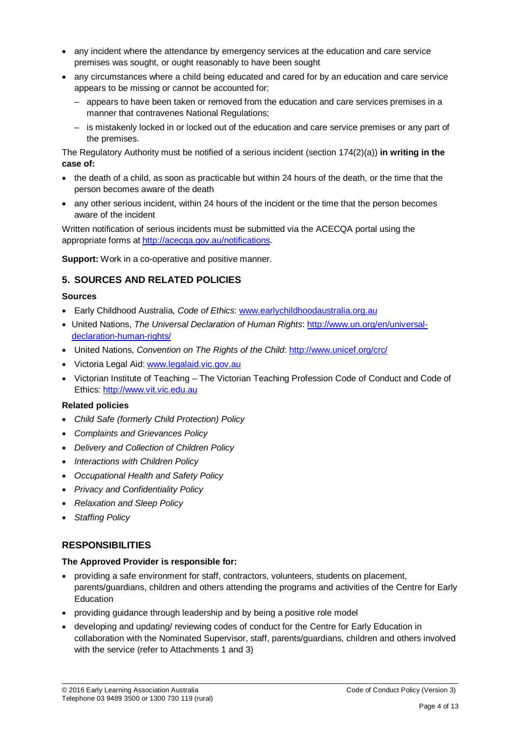- any incident where the attendance by emergency services at the education and care service premises was sought, or ought reasonably to have been sought
- any circumstances where a child being educated and cared for by an education and care service appears to be missing or cannot be accounted for;
  - appears to have been taken or removed from the education and care services premises in a manner that contravenes National Regulations;
  - is mistakenly locked in or locked out of the education and care service premises or any part of the premises.

The Regulatory Authority must be notified of a serious incident (section 174(2)(a)) **in writing in the case of:**

- the death of a child, as soon as practicable but within 24 hours of the death, or the time that the person becomes aware of the death
- any other serious incident, within 24 hours of the incident or the time that the person becomes aware of the incident

Written notification of serious incidents must be submitted via the ACECQA portal using the appropriate forms at [http://acecqa.gov.au/notifications](http://acecqa.gov.au/notifications).

**Support:** Work in a co-operative and positive manner.

## 5. SOURCES AND RELATED POLICIES

### Sources

- Early Childhood Australia, *Code of Ethics*: [www.earlychildhoodaustralia.org.au](http://www.earlychildhoodaustralia.org.au)
- United Nations, *The Universal Declaration of Human Rights*: [http://www.un.org/en/universal-declaration-human-rights/](http://www.un.org/en/universal-declaration-human-rights/)
- United Nations, *Convention on The Rights of the Child*: [http://www.unicef.org/crc/](http://www.unicef.org/crc/)
- Victoria Legal Aid: [www.legalaid.vic.gov.au](http://www.legalaid.vic.gov.au)
- Victorian Institute of Teaching – The Victorian Teaching Profession Code of Conduct and Code of Ethics: [http://www.vit.vic.edu.au](http://www.vit.vic.edu.au)

### Related policies

- *Child Safe (formerly Child Protection) Policy*
- *Complaints and Grievances Policy*
- *Delivery and Collection of Children Policy*
- *Interactions with Children Policy*
- *Occupational Health and Safety Policy*
- *Privacy and Confidentiality Policy*
- *Relaxation and Sleep Policy*
- *Staffing Policy*

## RESPONSIBILITIES

### The Approved Provider is responsible for:

- providing a safe environment for staff, contractors, volunteers, students on placement, parents/guardians, children and others attending the programs and activities of the Centre for Early Education
- providing guidance through leadership and by being a positive role model
- developing and updating/ reviewing codes of conduct for the Centre for Early Education in collaboration with the Nominated Supervisor, staff, parents/guardians, children and others involved with the service (refer to Attachments 1 and 3)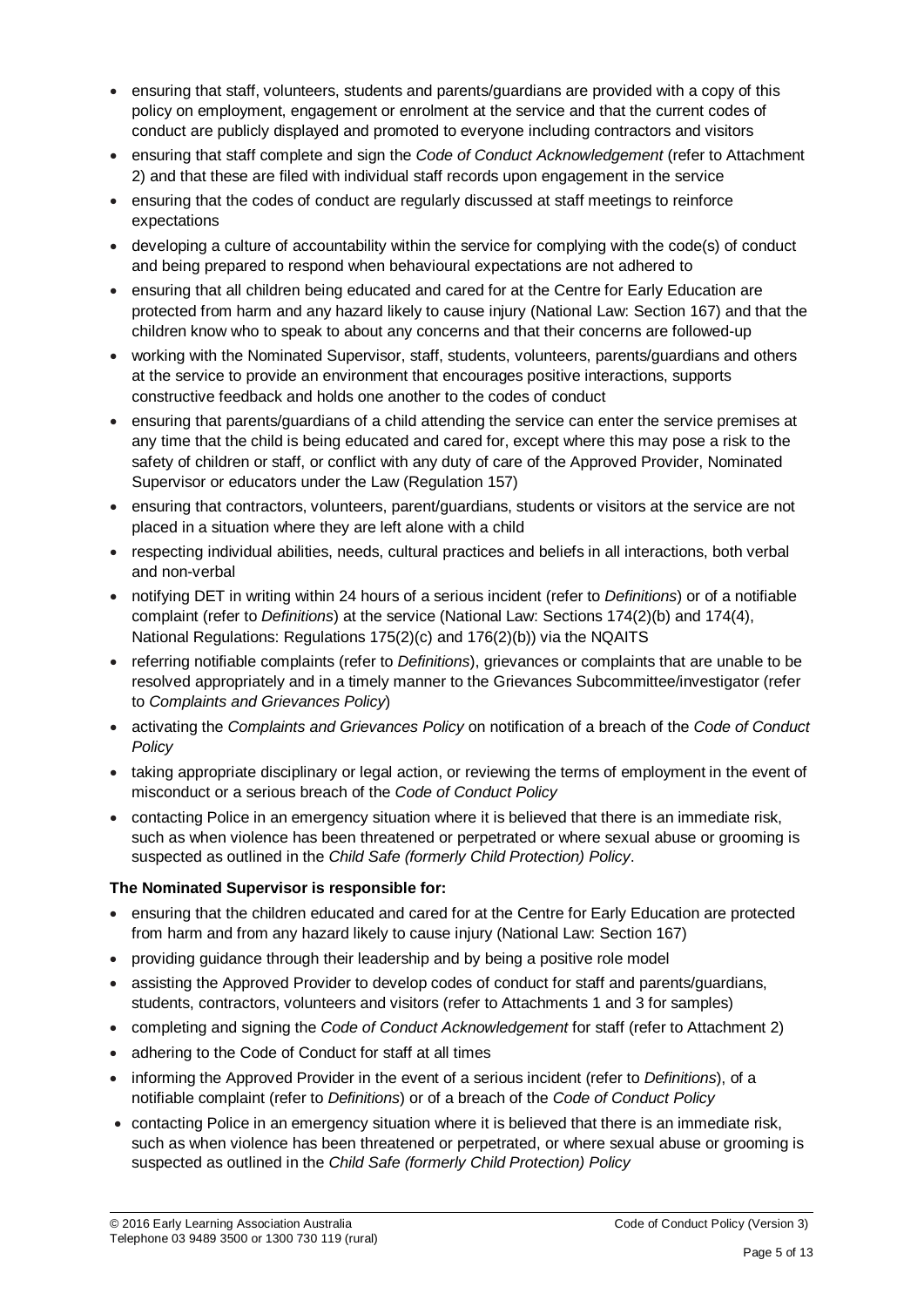- ensuring that staff, volunteers, students and parents/guardians are provided with a copy of this policy on employment, engagement or enrolment at the service and that the current codes of conduct are publicly displayed and promoted to everyone including contractors and visitors
- ensuring that staff complete and sign the *Code of Conduct Acknowledgement* (refer to Attachment 2) and that these are filed with individual staff records upon engagement in the service
- ensuring that the codes of conduct are regularly discussed at staff meetings to reinforce expectations
- developing a culture of accountability within the service for complying with the code(s) of conduct and being prepared to respond when behavioural expectations are not adhered to
- ensuring that all children being educated and cared for at the Centre for Early Education are protected from harm and any hazard likely to cause injury (National Law: Section 167) and that the children know who to speak to about any concerns and that their concerns are followed-up
- working with the Nominated Supervisor, staff, students, volunteers, parents/guardians and others at the service to provide an environment that encourages positive interactions, supports constructive feedback and holds one another to the codes of conduct
- ensuring that parents/guardians of a child attending the service can enter the service premises at any time that the child is being educated and cared for, except where this may pose a risk to the safety of children or staff, or conflict with any duty of care of the Approved Provider, Nominated Supervisor or educators under the Law (Regulation 157)
- ensuring that contractors, volunteers, parent/guardians, students or visitors at the service are not placed in a situation where they are left alone with a child
- respecting individual abilities, needs, cultural practices and beliefs in all interactions, both verbal and non-verbal
- notifying DET in writing within 24 hours of a serious incident (refer to *Definitions*) or of a notifiable complaint (refer to *Definitions*) at the service (National Law: Sections 174(2)(b) and 174(4), National Regulations: Regulations 175(2)(c) and 176(2)(b)) via the NQAITS
- referring notifiable complaints (refer to *Definitions*), grievances or complaints that are unable to be resolved appropriately and in a timely manner to the Grievances Subcommittee/investigator (refer to *Complaints and Grievances Policy*)
- activating the *Complaints and Grievances Policy* on notification of a breach of the *Code of Conduct Policy*
- taking appropriate disciplinary or legal action, or reviewing the terms of employment in the event of misconduct or a serious breach of the *Code of Conduct Policy*
- contacting Police in an emergency situation where it is believed that there is an immediate risk, such as when violence has been threatened or perpetrated or where sexual abuse or grooming is suspected as outlined in the *Child Safe (formerly Child Protection) Policy*.

**The Nominated Supervisor is responsible for:**

- ensuring that the children educated and cared for at the Centre for Early Education are protected from harm and from any hazard likely to cause injury (National Law: Section 167)
- providing guidance through their leadership and by being a positive role model
- assisting the Approved Provider to develop codes of conduct for staff and parents/guardians, students, contractors, volunteers and visitors (refer to Attachments 1 and 3 for samples)
- completing and signing the *Code of Conduct Acknowledgement* for staff (refer to Attachment 2)
- adhering to the Code of Conduct for staff at all times
- informing the Approved Provider in the event of a serious incident (refer to *Definitions*), of a notifiable complaint (refer to *Definitions*) or of a breach of the *Code of Conduct Policy*
- contacting Police in an emergency situation where it is believed that there is an immediate risk, such as when violence has been threatened or perpetrated, or where sexual abuse or grooming is suspected as outlined in the *Child Safe (formerly Child Protection) Policy*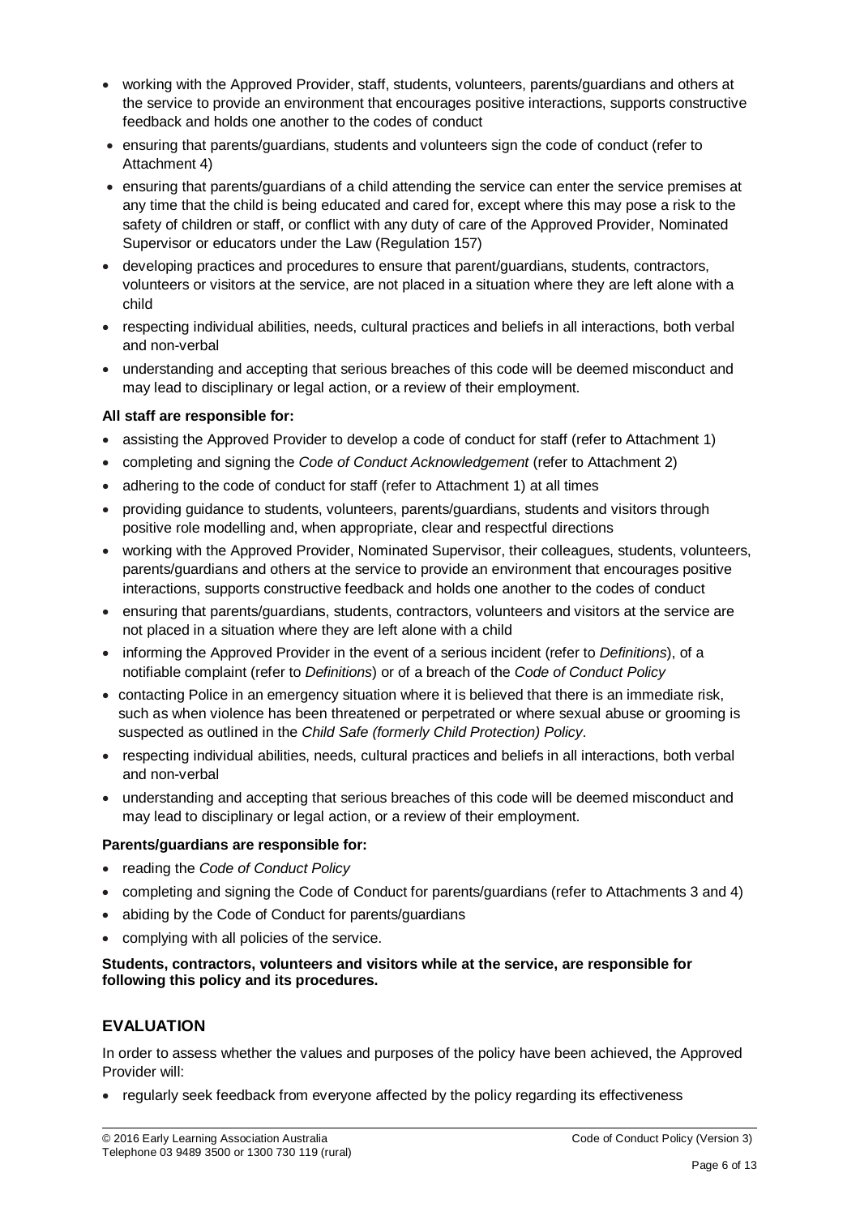- working with the Approved Provider, staff, students, volunteers, parents/guardians and others at the service to provide an environment that encourages positive interactions, supports constructive feedback and holds one another to the codes of conduct
- ensuring that parents/guardians, students and volunteers sign the code of conduct (refer to Attachment 4)
- ensuring that parents/guardians of a child attending the service can enter the service premises at any time that the child is being educated and cared for, except where this may pose a risk to the safety of children or staff, or conflict with any duty of care of the Approved Provider, Nominated Supervisor or educators under the Law (Regulation 157)
- developing practices and procedures to ensure that parent/guardians, students, contractors, volunteers or visitors at the service, are not placed in a situation where they are left alone with a child
- respecting individual abilities, needs, cultural practices and beliefs in all interactions, both verbal and non-verbal
- understanding and accepting that serious breaches of this code will be deemed misconduct and may lead to disciplinary or legal action, or a review of their employment.

**All staff are responsible for:**

- assisting the Approved Provider to develop a code of conduct for staff (refer to Attachment 1)
- completing and signing the *Code of Conduct Acknowledgement* (refer to Attachment 2)
- adhering to the code of conduct for staff (refer to Attachment 1) at all times
- providing guidance to students, volunteers, parents/guardians, students and visitors through positive role modelling and, when appropriate, clear and respectful directions
- working with the Approved Provider, Nominated Supervisor, their colleagues, students, volunteers, parents/guardians and others at the service to provide an environment that encourages positive interactions, supports constructive feedback and holds one another to the codes of conduct
- ensuring that parents/guardians, students, contractors, volunteers and visitors at the service are not placed in a situation where they are left alone with a child
- informing the Approved Provider in the event of a serious incident (refer to *Definitions*), of a notifiable complaint (refer to *Definitions*) or of a breach of the *Code of Conduct Policy*
- contacting Police in an emergency situation where it is believed that there is an immediate risk, such as when violence has been threatened or perpetrated or where sexual abuse or grooming is suspected as outlined in the *Child Safe (formerly Child Protection) Policy*.
- respecting individual abilities, needs, cultural practices and beliefs in all interactions, both verbal and non-verbal
- understanding and accepting that serious breaches of this code will be deemed misconduct and may lead to disciplinary or legal action, or a review of their employment.

**Parents/guardians are responsible for:**

- reading the *Code of Conduct Policy*
- completing and signing the Code of Conduct for parents/guardians (refer to Attachments 3 and 4)
- abiding by the Code of Conduct for parents/guardians
- complying with all policies of the service.

**Students, contractors, volunteers and visitors while at the service, are responsible for following this policy and its procedures.**

## EVALUATION

In order to assess whether the values and purposes of the policy have been achieved, the Approved Provider will:

- regularly seek feedback from everyone affected by the policy regarding its effectiveness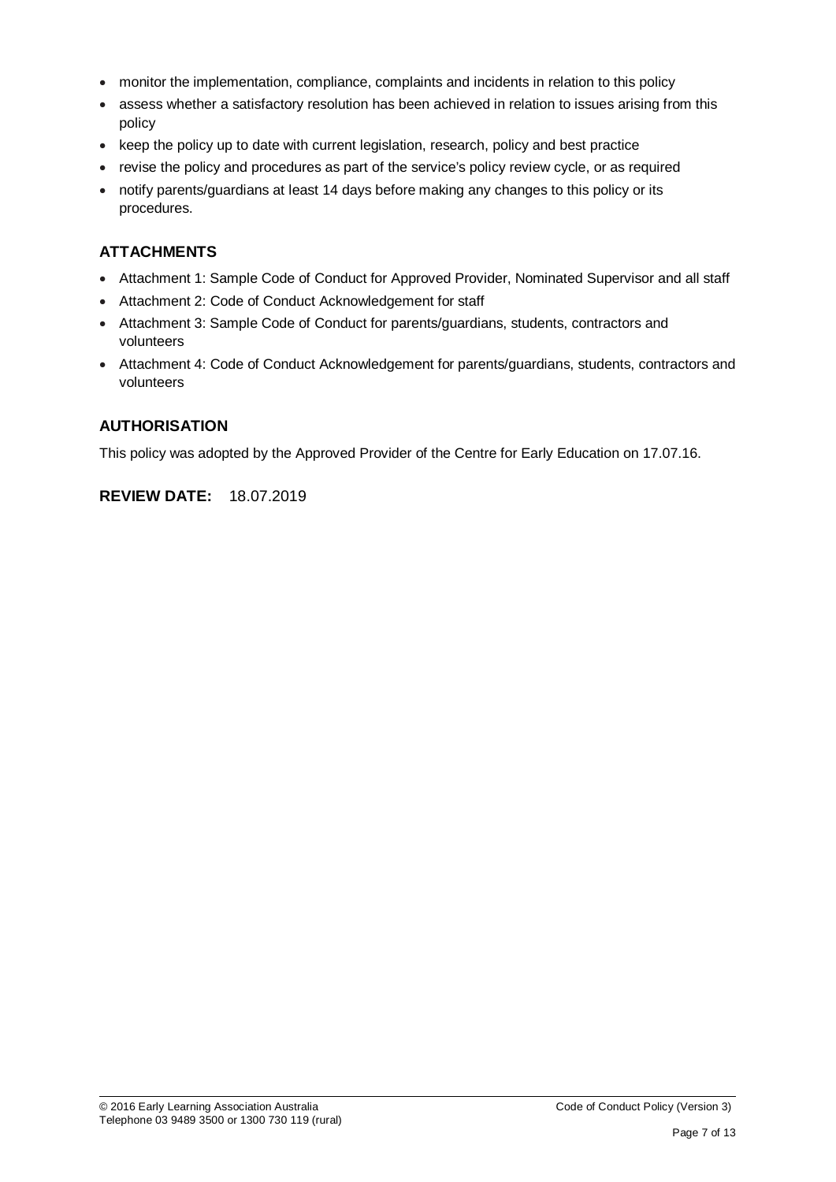- monitor the implementation, compliance, complaints and incidents in relation to this policy
- assess whether a satisfactory resolution has been achieved in relation to issues arising from this policy
- keep the policy up to date with current legislation, research, policy and best practice
- revise the policy and procedures as part of the service's policy review cycle, or as required
- notify parents/guardians at least 14 days before making any changes to this policy or its procedures.

## ATTACHMENTS

- Attachment 1: Sample Code of Conduct for Approved Provider, Nominated Supervisor and all staff
- Attachment 2: Code of Conduct Acknowledgement for staff
- Attachment 3: Sample Code of Conduct for parents/guardians, students, contractors and volunteers
- Attachment 4: Code of Conduct Acknowledgement for parents/guardians, students, contractors and volunteers

## AUTHORISATION

This policy was adopted by the Approved Provider of the Centre for Early Education on 17.07.16.

**REVIEW DATE:** 18.07.2019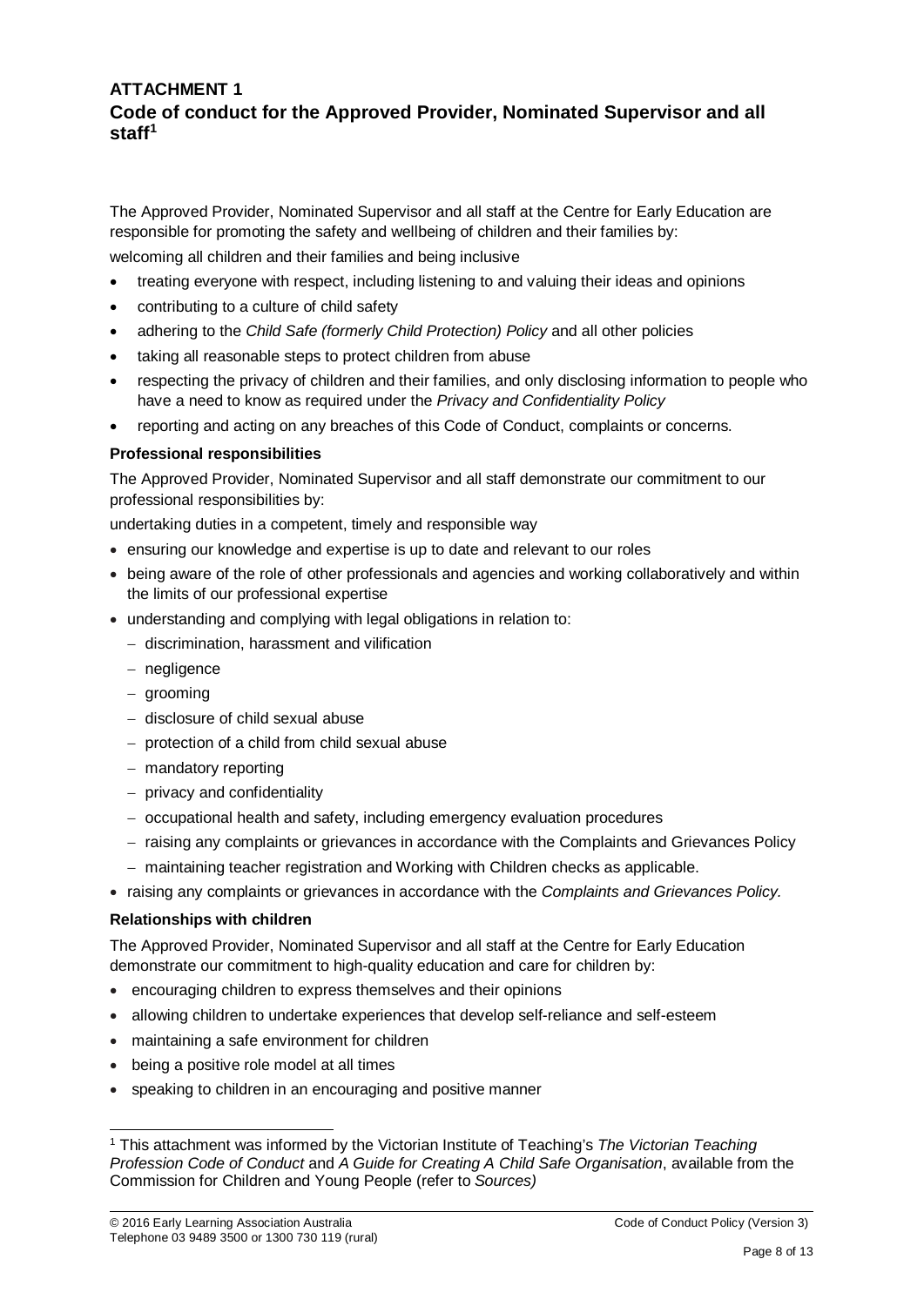## ATTACHMENT 1

## Code of conduct for the Approved Provider, Nominated Supervisor and all staff[1]

The Approved Provider, Nominated Supervisor and all staff at the Centre for Early Education are responsible for promoting the safety and wellbeing of children and their families by:

welcoming all children and their families and being inclusive

- treating everyone with respect, including listening to and valuing their ideas and opinions
- contributing to a culture of child safety
- adhering to the *Child Safe (formerly Child Protection) Policy* and all other policies
- taking all reasonable steps to protect children from abuse
- respecting the privacy of children and their families, and only disclosing information to people who have a need to know as required under the *Privacy and Confidentiality Policy*
- reporting and acting on any breaches of this Code of Conduct, complaints or concerns.

**Professional responsibilities**

The Approved Provider, Nominated Supervisor and all staff demonstrate our commitment to our professional responsibilities by:

undertaking duties in a competent, timely and responsible way

- ensuring our knowledge and expertise is up to date and relevant to our roles
- being aware of the role of other professionals and agencies and working collaboratively and within the limits of our professional expertise
- understanding and complying with legal obligations in relation to:
  - discrimination, harassment and vilification
  - negligence
  - grooming
  - disclosure of child sexual abuse
  - protection of a child from child sexual abuse
  - mandatory reporting
  - privacy and confidentiality
  - occupational health and safety, including emergency evaluation procedures
  - raising any complaints or grievances in accordance with the Complaints and Grievances Policy
  - maintaining teacher registration and Working with Children checks as applicable.
- raising any complaints or grievances in accordance with the *Complaints and Grievances Policy.*

**Relationships with children**

The Approved Provider, Nominated Supervisor and all staff at the Centre for Early Education demonstrate our commitment to high-quality education and care for children by:

- encouraging children to express themselves and their opinions
- allowing children to undertake experiences that develop self-reliance and self-esteem
- maintaining a safe environment for children
- being a positive role model at all times
- speaking to children in an encouraging and positive manner

[1] This attachment was informed by the Victorian Institute of Teaching's *The Victorian Teaching Profession Code of Conduct* and *A Guide for Creating A Child Safe Organisation*, available from the Commission for Children and Young People (refer to *Sources)*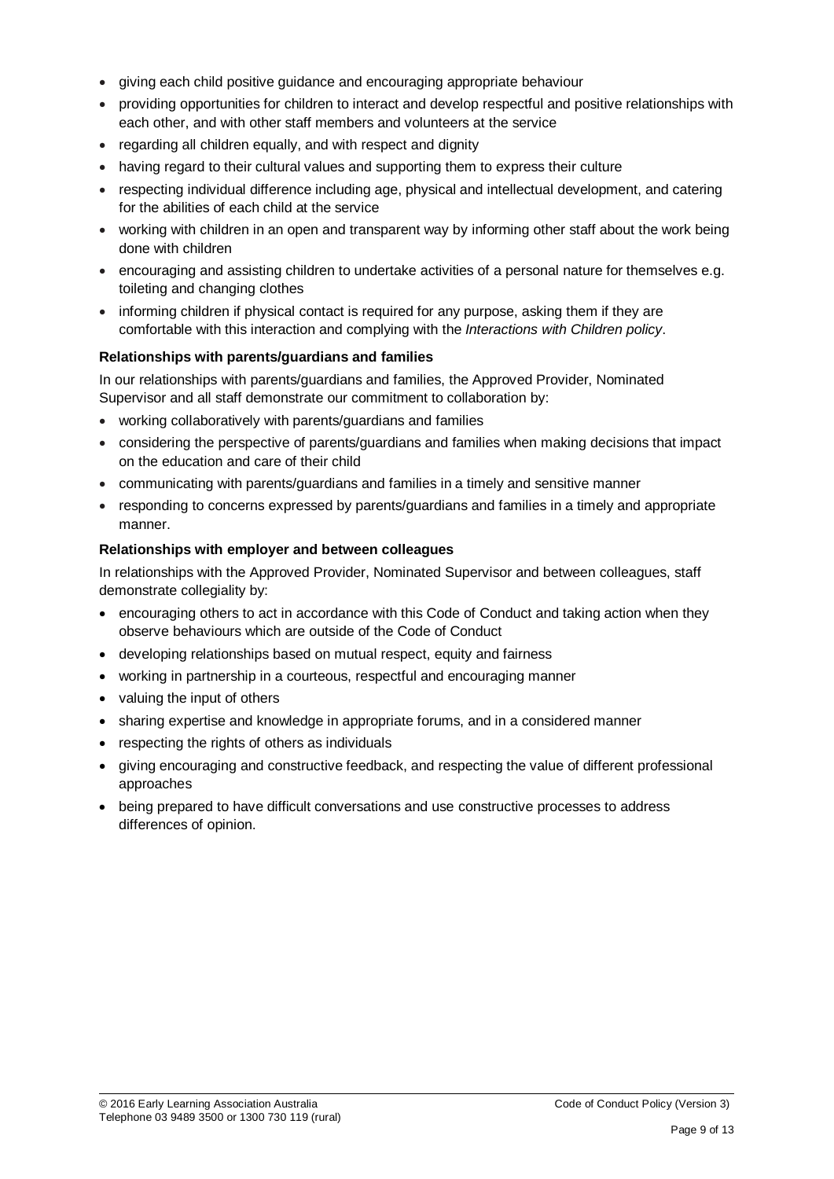- giving each child positive guidance and encouraging appropriate behaviour
- providing opportunities for children to interact and develop respectful and positive relationships with each other, and with other staff members and volunteers at the service
- regarding all children equally, and with respect and dignity
- having regard to their cultural values and supporting them to express their culture
- respecting individual difference including age, physical and intellectual development, and catering for the abilities of each child at the service
- working with children in an open and transparent way by informing other staff about the work being done with children
- encouraging and assisting children to undertake activities of a personal nature for themselves e.g. toileting and changing clothes
- informing children if physical contact is required for any purpose, asking them if they are comfortable with this interaction and complying with the *Interactions with Children policy*.

**Relationships with parents/guardians and families**

In our relationships with parents/guardians and families, the Approved Provider, Nominated Supervisor and all staff demonstrate our commitment to collaboration by:

- working collaboratively with parents/guardians and families
- considering the perspective of parents/guardians and families when making decisions that impact on the education and care of their child
- communicating with parents/guardians and families in a timely and sensitive manner
- responding to concerns expressed by parents/guardians and families in a timely and appropriate manner.

**Relationships with employer and between colleagues**

In relationships with the Approved Provider, Nominated Supervisor and between colleagues, staff demonstrate collegiality by:

- encouraging others to act in accordance with this Code of Conduct and taking action when they observe behaviours which are outside of the Code of Conduct
- developing relationships based on mutual respect, equity and fairness
- working in partnership in a courteous, respectful and encouraging manner
- valuing the input of others
- sharing expertise and knowledge in appropriate forums, and in a considered manner
- respecting the rights of others as individuals
- giving encouraging and constructive feedback, and respecting the value of different professional approaches
- being prepared to have difficult conversations and use constructive processes to address differences of opinion.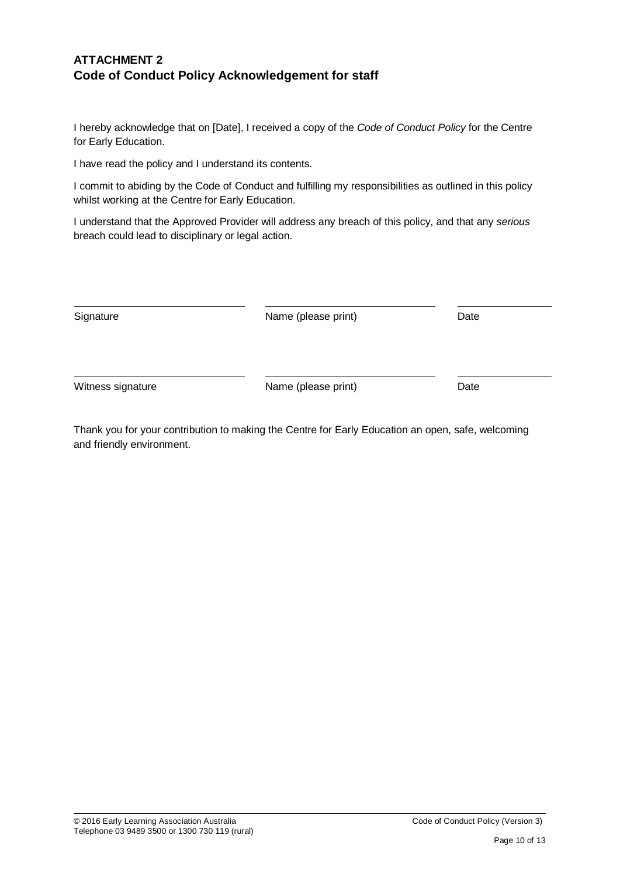## ATTACHMENT 2
## Code of Conduct Policy Acknowledgement for staff

I hereby acknowledge that on [Date], I received a copy of the *Code of Conduct Policy* for the Centre for Early Education.

I have read the policy and I understand its contents.

I commit to abiding by the Code of Conduct and fulfilling my responsibilities as outlined in this policy whilst working at the Centre for Early Education.

I understand that the Approved Provider will address any breach of this policy, and that any *serious* breach could lead to disciplinary or legal action.

| | | |
|---|---|---|
| Signature | Name (please print) | Date |
| Witness signature | Name (please print) | Date |

Thank you for your contribution to making the Centre for Early Education an open, safe, welcoming and friendly environment.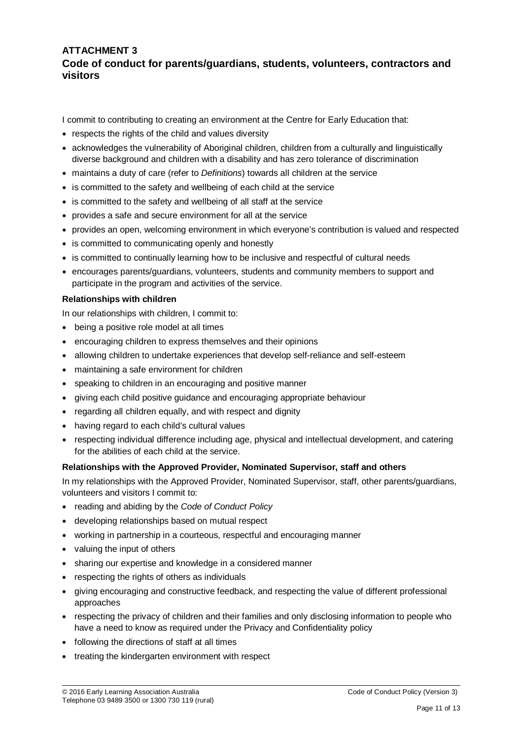## ATTACHMENT 3

## Code of conduct for parents/guardians, students, volunteers, contractors and visitors

I commit to contributing to creating an environment at the Centre for Early Education that:

- respects the rights of the child and values diversity
- acknowledges the vulnerability of Aboriginal children, children from a culturally and linguistically diverse background and children with a disability and has zero tolerance of discrimination
- maintains a duty of care (refer to *Definitions*) towards all children at the service
- is committed to the safety and wellbeing of each child at the service
- is committed to the safety and wellbeing of all staff at the service
- provides a safe and secure environment for all at the service
- provides an open, welcoming environment in which everyone's contribution is valued and respected
- is committed to communicating openly and honestly
- is committed to continually learning how to be inclusive and respectful of cultural needs
- encourages parents/guardians, volunteers, students and community members to support and participate in the program and activities of the service.

**Relationships with children**

In our relationships with children, I commit to:

- being a positive role model at all times
- encouraging children to express themselves and their opinions
- allowing children to undertake experiences that develop self-reliance and self-esteem
- maintaining a safe environment for children
- speaking to children in an encouraging and positive manner
- giving each child positive guidance and encouraging appropriate behaviour
- regarding all children equally, and with respect and dignity
- having regard to each child's cultural values
- respecting individual difference including age, physical and intellectual development, and catering for the abilities of each child at the service.

**Relationships with the Approved Provider, Nominated Supervisor, staff and others**

In my relationships with the Approved Provider, Nominated Supervisor, staff, other parents/guardians, volunteers and visitors I commit to:

- reading and abiding by the *Code of Conduct Policy*
- developing relationships based on mutual respect
- working in partnership in a courteous, respectful and encouraging manner
- valuing the input of others
- sharing our expertise and knowledge in a considered manner
- respecting the rights of others as individuals
- giving encouraging and constructive feedback, and respecting the value of different professional approaches
- respecting the privacy of children and their families and only disclosing information to people who have a need to know as required under the Privacy and Confidentiality policy
- following the directions of staff at all times
- treating the kindergarten environment with respect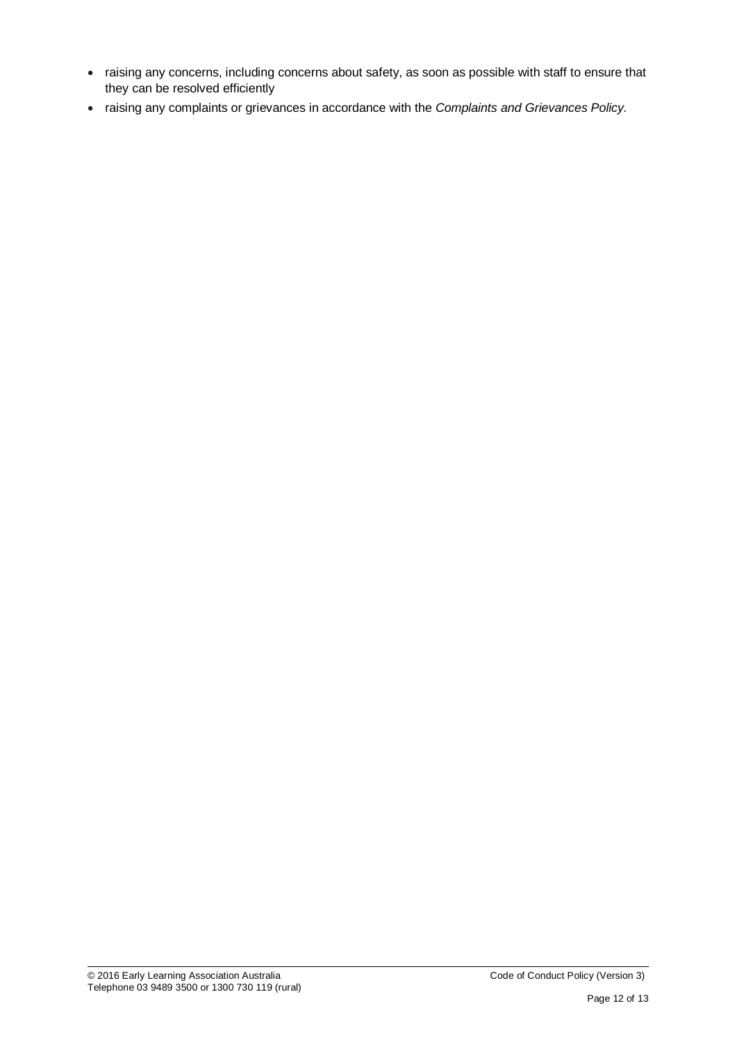- raising any concerns, including concerns about safety, as soon as possible with staff to ensure that they can be resolved efficiently
- raising any complaints or grievances in accordance with the *Complaints and Grievances Policy.*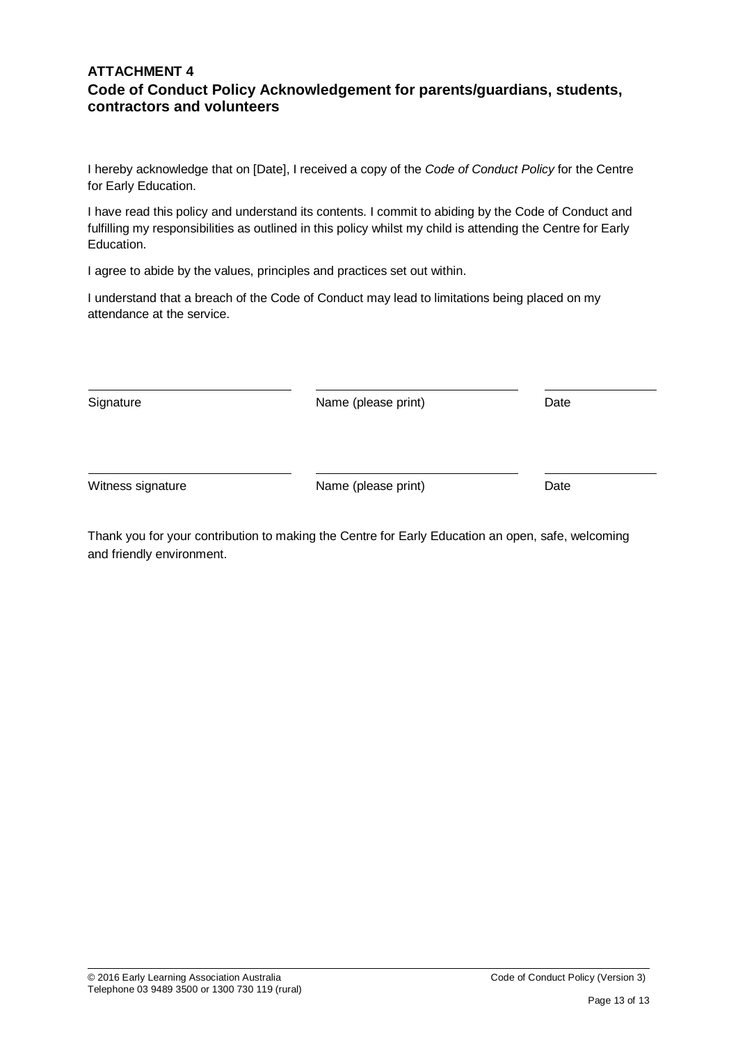## ATTACHMENT 4
## Code of Conduct Policy Acknowledgement for parents/guardians, students, contractors and volunteers

I hereby acknowledge that on [Date], I received a copy of the *Code of Conduct Policy* for the Centre for Early Education.

I have read this policy and understand its contents. I commit to abiding by the Code of Conduct and fulfilling my responsibilities as outlined in this policy whilst my child is attending the Centre for Early Education.

I agree to abide by the values, principles and practices set out within.

I understand that a breach of the Code of Conduct may lead to limitations being placed on my attendance at the service.

| | | |
|---|---|---|
| \_\_\_\_\_\_\_\_\_\_\_\_\_\_\_\_\_\_\_\_ | \_\_\_\_\_\_\_\_\_\_\_\_\_\_\_\_\_\_\_\_ | \_\_\_\_\_\_\_\_\_\_\_\_ |
| Signature | Name (please print) | Date |
| \_\_\_\_\_\_\_\_\_\_\_\_\_\_\_\_\_\_\_\_ | \_\_\_\_\_\_\_\_\_\_\_\_\_\_\_\_\_\_\_\_ | \_\_\_\_\_\_\_\_\_\_\_\_ |
| Witness signature | Name (please print) | Date |

Thank you for your contribution to making the Centre for Early Education an open, safe, welcoming and friendly environment.